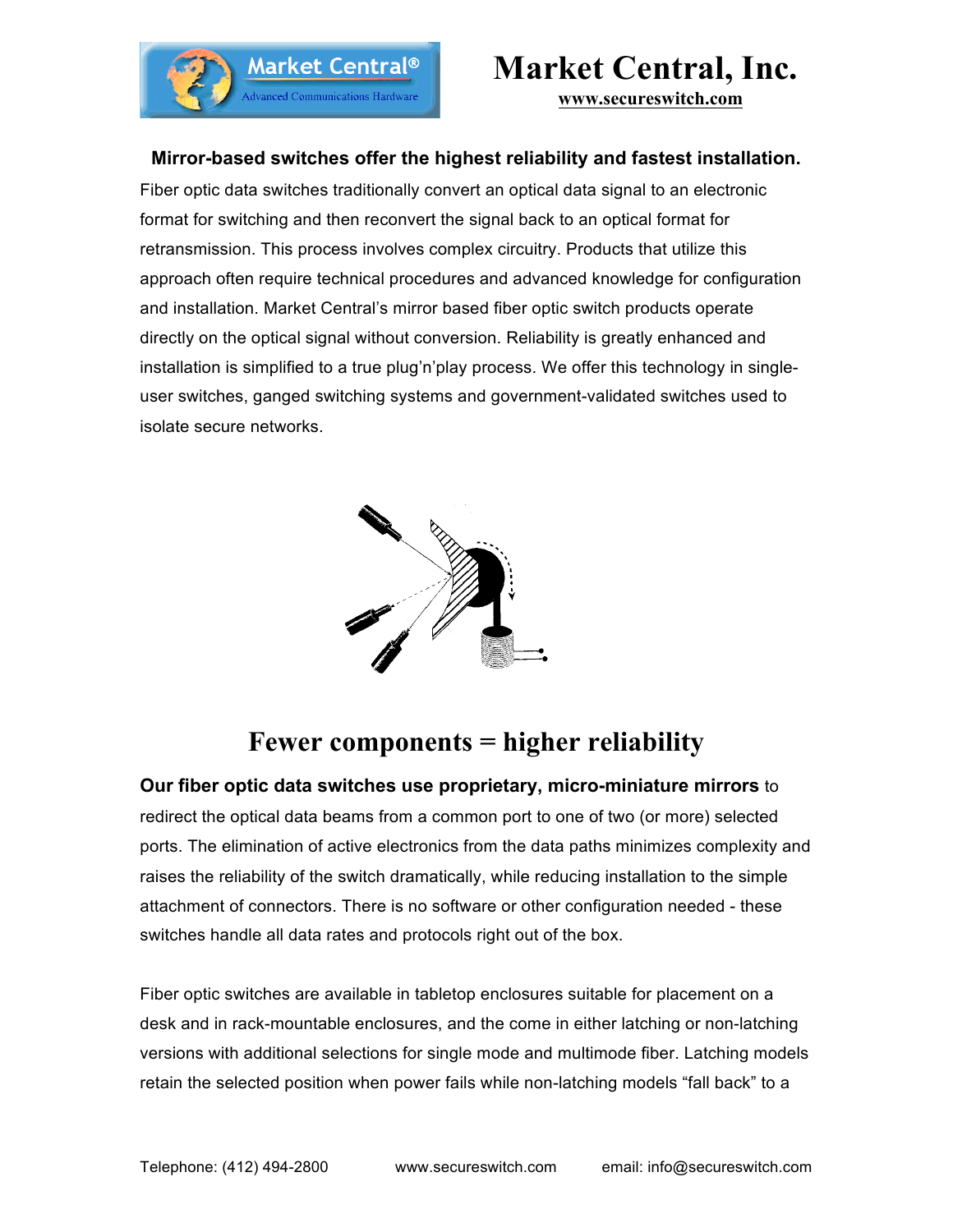# Market Central, Inc.

**www.secureswitch.com**

**Mirror-based switches offer the highest reliability and fastest installation.**

Fiber optic data switches traditionally convert an optical data signal to an electronic format for switching and then reconvert the signal back to an optical format for retransmission. This process involves complex circuitry. Products that utilize this approach often require technical procedures and advanced knowledge for configuration and installation. Market Central's mirror based fiber optic switch products operate directly on the optical signal without conversion. Reliability is greatly enhanced and installation is simplified to a true plug'n'play process. We offer this technology in single-user switches, ganged switching systems and government-validated switches used to isolate secure networks.

## Fewer components = higher reliability

**Our fiber optic data switches use proprietary, micro-miniature mirrors** to redirect the optical data beams from a common port to one of two (or more) selected ports. The elimination of active electronics from the data paths minimizes complexity and raises the reliability of the switch dramatically, while reducing installation to the simple attachment of connectors. There is no software or other configuration needed - these switches handle all data rates and protocols right out of the box.

Fiber optic switches are available in tabletop enclosures suitable for placement on a desk and in rack-mountable enclosures, and the come in either latching or non-latching versions with additional selections for single mode and multimode fiber. Latching models retain the selected position when power fails while non-latching models "fall back" to a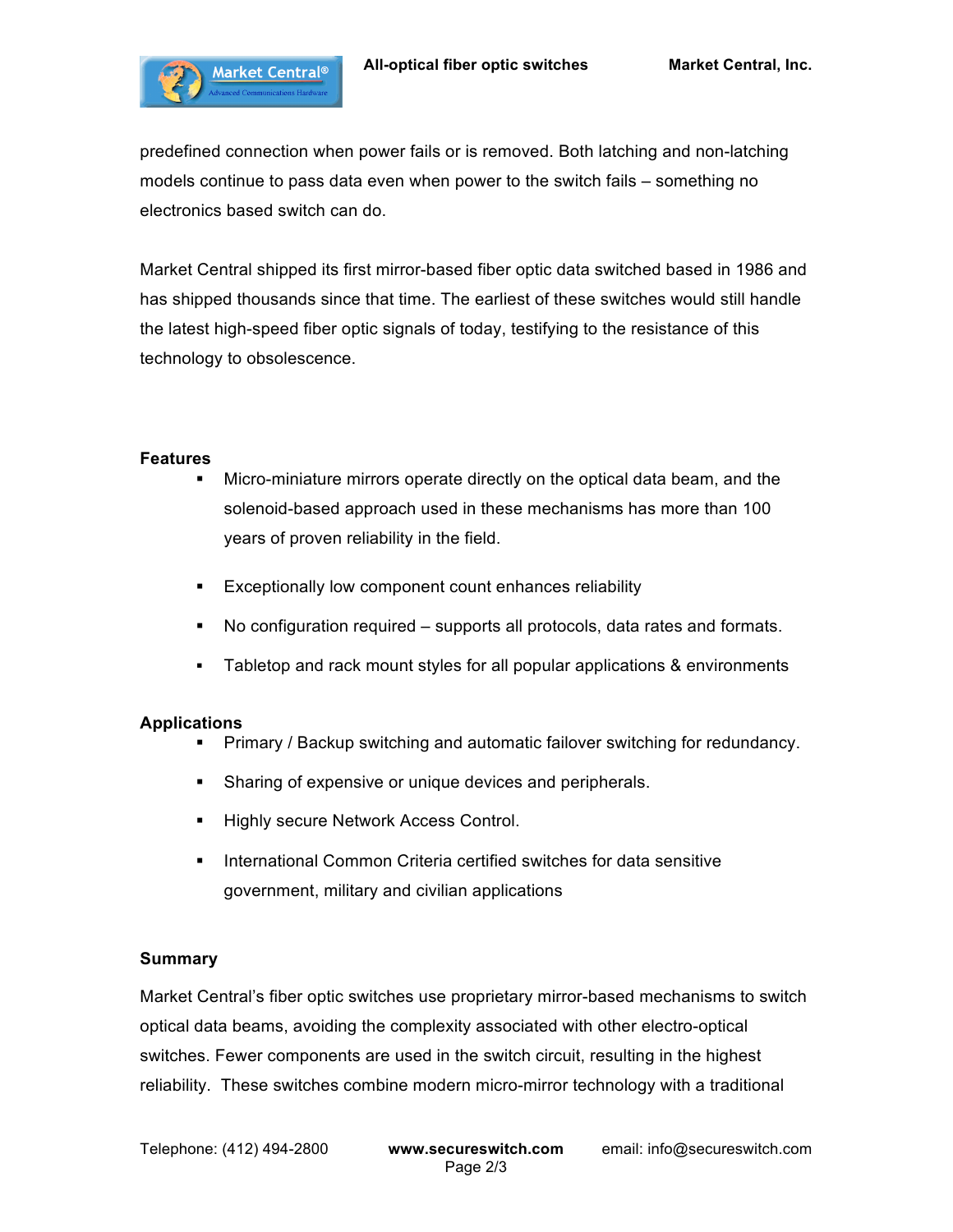predefined connection when power fails or is removed. Both latching and non-latching models continue to pass data even when power to the switch fails – something no electronics based switch can do.

Market Central shipped its first mirror-based fiber optic data switched based in 1986 and has shipped thousands since that time. The earliest of these switches would still handle the latest high-speed fiber optic signals of today, testifying to the resistance of this technology to obsolescence.

**Features**

- Micro-miniature mirrors operate directly on the optical data beam, and the solenoid-based approach used in these mechanisms has more than 100 years of proven reliability in the field.
- Exceptionally low component count enhances reliability
- No configuration required – supports all protocols, data rates and formats.
- Tabletop and rack mount styles for all popular applications & environments

**Applications**

- Primary / Backup switching and automatic failover switching for redundancy.
- Sharing of expensive or unique devices and peripherals.
- Highly secure Network Access Control.
- International Common Criteria certified switches for data sensitive government, military and civilian applications

**Summary**

Market Central's fiber optic switches use proprietary mirror-based mechanisms to switch optical data beams, avoiding the complexity associated with other electro-optical switches. Fewer components are used in the switch circuit, resulting in the highest reliability. These switches combine modern micro-mirror technology with a traditional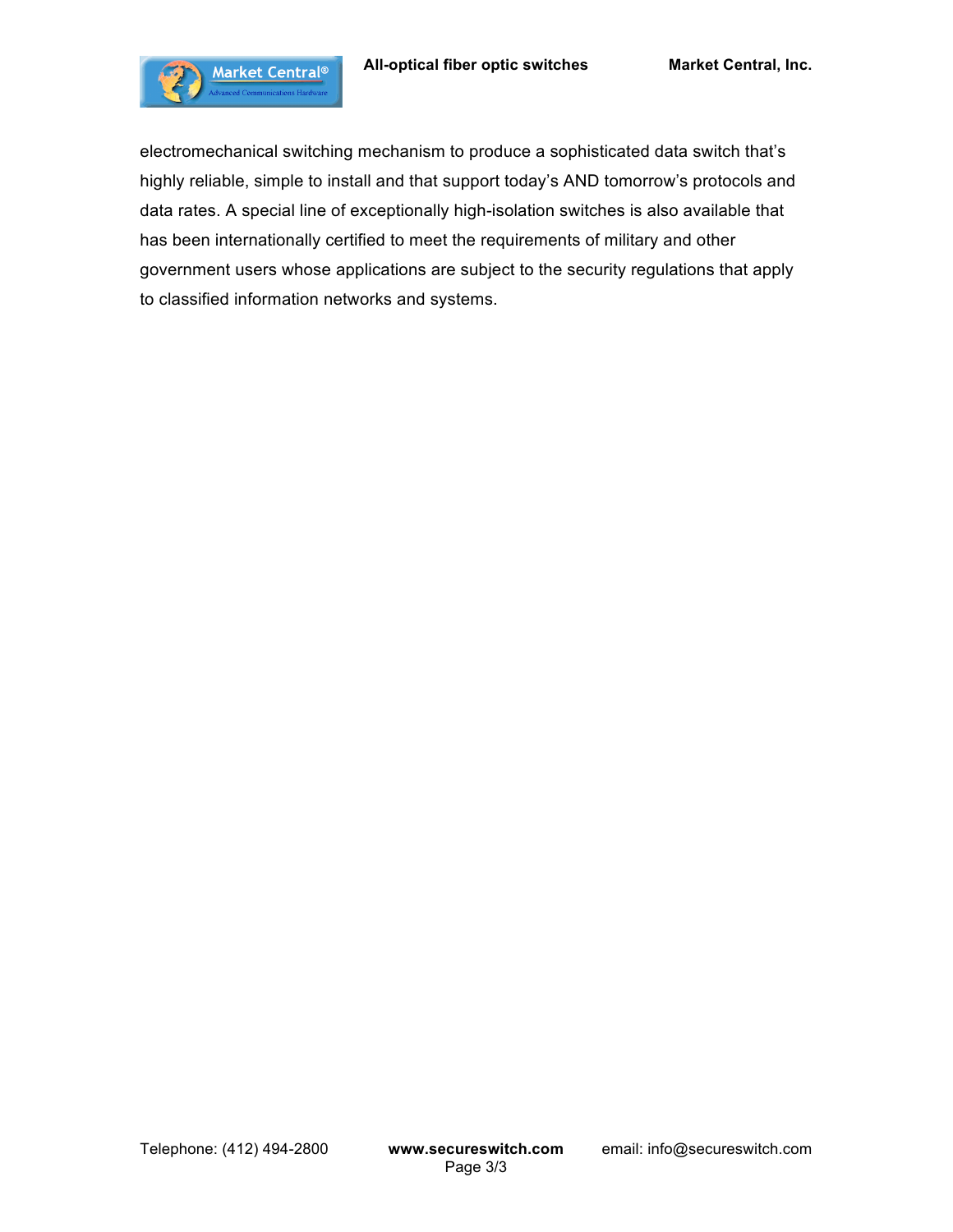electromechanical switching mechanism to produce a sophisticated data switch that's highly reliable, simple to install and that support today's AND tomorrow's protocols and data rates. A special line of exceptionally high-isolation switches is also available that has been internationally certified to meet the requirements of military and other government users whose applications are subject to the security regulations that apply to classified information networks and systems.